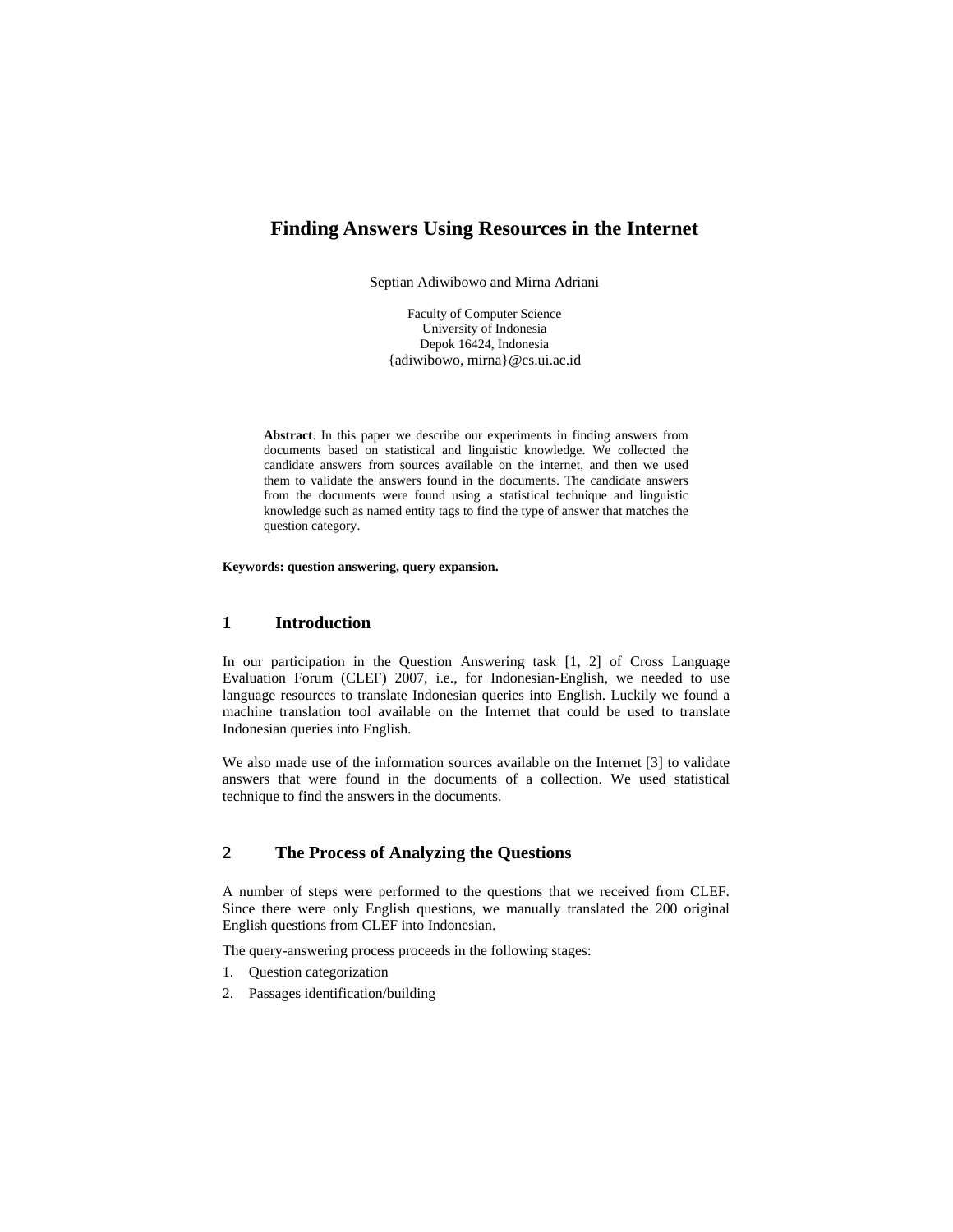# Finding Answers Using Resources in the Internet

Septian Adiwibowo and Mirna Adriani

Faculty of Computer Science
University of Indonesia
Depok 16424, Indonesia
{adiwibowo, mirna}@cs.ui.ac.id

**Abstract**. In this paper we describe our experiments in finding answers from documents based on statistical and linguistic knowledge. We collected the candidate answers from sources available on the internet, and then we used them to validate the answers found in the documents. The candidate answers from the documents were found using a statistical technique and linguistic knowledge such as named entity tags to find the type of answer that matches the question category.

**Keywords: question answering, query expansion.**

## 1 Introduction

In our participation in the Question Answering task [1, 2] of Cross Language Evaluation Forum (CLEF) 2007, i.e., for Indonesian-English, we needed to use language resources to translate Indonesian queries into English. Luckily we found a machine translation tool available on the Internet that could be used to translate Indonesian queries into English.

We also made use of the information sources available on the Internet [3] to validate answers that were found in the documents of a collection. We used statistical technique to find the answers in the documents.

## 2 The Process of Analyzing the Questions

A number of steps were performed to the questions that we received from CLEF. Since there were only English questions, we manually translated the 200 original English questions from CLEF into Indonesian.

The query-answering process proceeds in the following stages:

1. Question categorization
2. Passages identification/building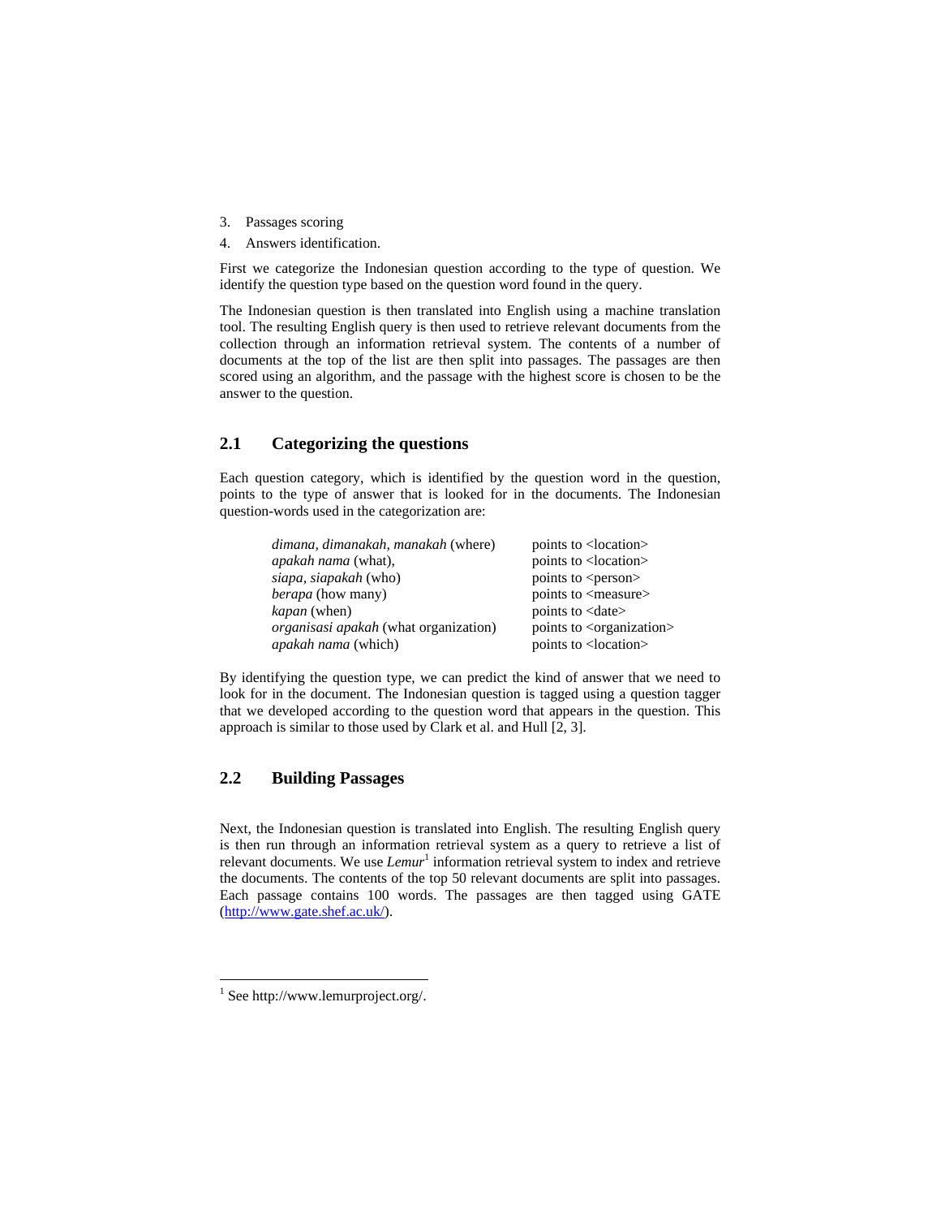3. Passages scoring
4. Answers identification.

First we categorize the Indonesian question according to the type of question. We identify the question type based on the question word found in the query.

The Indonesian question is then translated into English using a machine translation tool. The resulting English query is then used to retrieve relevant documents from the collection through an information retrieval system. The contents of a number of documents at the top of the list are then split into passages. The passages are then scored using an algorithm, and the passage with the highest score is chosen to be the answer to the question.

## 2.1 Categorizing the questions

Each question category, which is identified by the question word in the question, points to the type of answer that is looked for in the documents. The Indonesian question-words used in the categorization are:

| | |
|---|---|
| *dimana, dimanakah, manakah* (where) | points to <location> |
| *apakah nama* (what), | points to <location> |
| *siapa, siapakah* (who) | points to <person> |
| *berapa* (how many) | points to <measure> |
| *kapan* (when) | points to <date> |
| *organisasi apakah* (what organization) | points to <organization> |
| *apakah nama* (which) | points to <location> |

By identifying the question type, we can predict the kind of answer that we need to look for in the document. The Indonesian question is tagged using a question tagger that we developed according to the question word that appears in the question. This approach is similar to those used by Clark et al. and Hull [2, 3].

## 2.2 Building Passages

Next, the Indonesian question is translated into English. The resulting English query is then run through an information retrieval system as a query to retrieve a list of relevant documents. We use *Lemur*[1] information retrieval system to index and retrieve the documents. The contents of the top 50 relevant documents are split into passages. Each passage contains 100 words. The passages are then tagged using GATE (http://www.gate.shef.ac.uk/).

---

[1] See http://www.lemurproject.org/.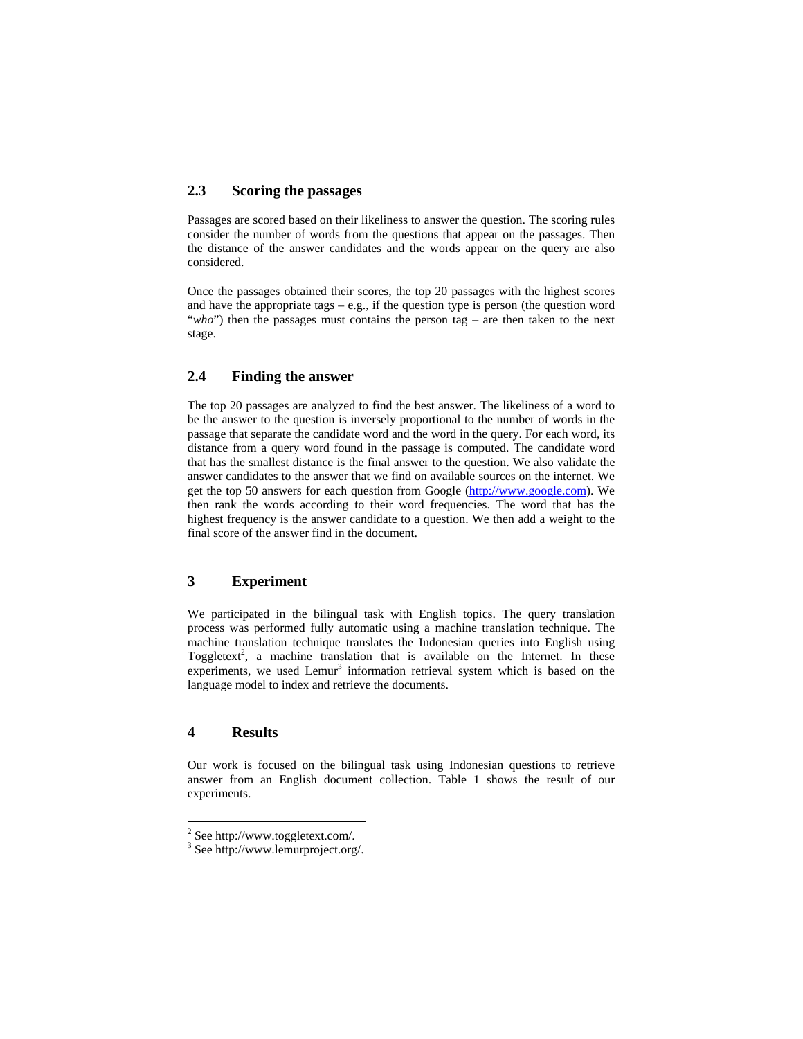## 2.3 Scoring the passages

Passages are scored based on their likeliness to answer the question. The scoring rules consider the number of words from the questions that appear on the passages. Then the distance of the answer candidates and the words appear on the query are also considered.

Once the passages obtained their scores, the top 20 passages with the highest scores and have the appropriate tags – e.g., if the question type is person (the question word "*who*") then the passages must contains the person tag – are then taken to the next stage.

## 2.4 Finding the answer

The top 20 passages are analyzed to find the best answer. The likeliness of a word to be the answer to the question is inversely proportional to the number of words in the passage that separate the candidate word and the word in the query. For each word, its distance from a query word found in the passage is computed. The candidate word that has the smallest distance is the final answer to the question. We also validate the answer candidates to the answer that we find on available sources on the internet. We get the top 50 answers for each question from Google (http://www.google.com). We then rank the words according to their word frequencies. The word that has the highest frequency is the answer candidate to a question. We then add a weight to the final score of the answer find in the document.

# 3 Experiment

We participated in the bilingual task with English topics. The query translation process was performed fully automatic using a machine translation technique. The machine translation technique translates the Indonesian queries into English using Toggletext[2], a machine translation that is available on the Internet. In these experiments, we used Lemur[3] information retrieval system which is based on the language model to index and retrieve the documents.

# 4 Results

Our work is focused on the bilingual task using Indonesian questions to retrieve answer from an English document collection. Table 1 shows the result of our experiments.

---

[2] See http://www.toggletext.com/.

[3] See http://www.lemurproject.org/.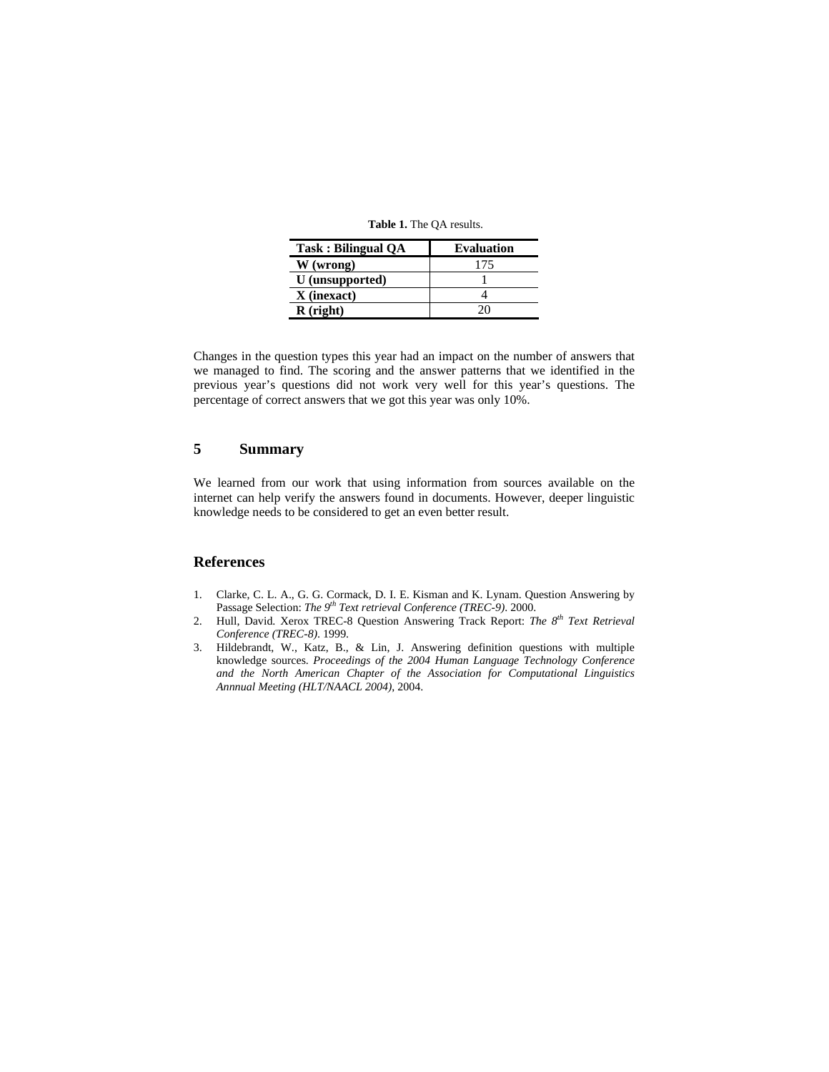**Table 1.** The QA results.

| Task : Bilingual QA | Evaluation |
|---|---|
| W (wrong) | 175 |
| U (unsupported) | 1 |
| X (inexact) | 4 |
| R (right) | 20 |

Changes in the question types this year had an impact on the number of answers that we managed to find. The scoring and the answer patterns that we identified in the previous year's questions did not work very well for this year's questions. The percentage of correct answers that we got this year was only 10%.

## 5 Summary

We learned from our work that using information from sources available on the internet can help verify the answers found in documents. However, deeper linguistic knowledge needs to be considered to get an even better result.

## References

1. Clarke, C. L. A., G. G. Cormack, D. I. E. Kisman and K. Lynam. Question Answering by Passage Selection: *The 9th Text retrieval Conference (TREC-9)*. 2000.
2. Hull, David. Xerox TREC-8 Question Answering Track Report: *The 8th Text Retrieval Conference (TREC-8)*. 1999.
3. Hildebrandt, W., Katz, B., & Lin, J. Answering definition questions with multiple knowledge sources. *Proceedings of the 2004 Human Language Technology Conference and the North American Chapter of the Association for Computational Linguistics Annnual Meeting (HLT/NAACL 2004)*, 2004.